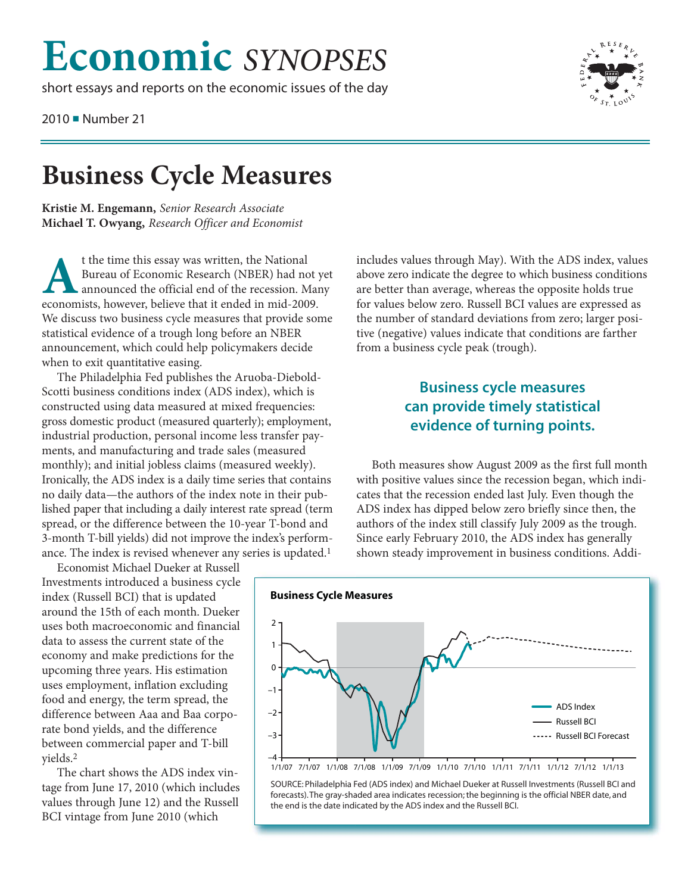# Economic *SYNOPSES*

short essays and reports on the economic issues of the day

2010 ■ Number 21

# Business Cycle Measures

**Kristie M. Engemann,** *Senior Research Associate*
**Michael T. Owyang,** *Research Officer and Economist*

At the time this essay was written, the National Bureau of Economic Research (NBER) had not yet announced the official end of the recession. Many economists, however, believe that it ended in mid-2009. We discuss two business cycle measures that provide some statistical evidence of a trough long before an NBER announcement, which could help policymakers decide when to exit quantitative easing.

The Philadelphia Fed publishes the Aruoba-Diebold-Scotti business conditions index (ADS index), which is constructed using data measured at mixed frequencies: gross domestic product (measured quarterly); employment, industrial production, personal income less transfer payments, and manufacturing and trade sales (measured monthly); and initial jobless claims (measured weekly). Ironically, the ADS index is a daily time series that contains no daily data—the authors of the index note in their published paper that including a daily interest rate spread (term spread, or the difference between the 10-year T-bond and 3-month T-bill yields) did not improve the index's performance. The index is revised whenever any series is updated.[1]

Economist Michael Dueker at Russell Investments introduced a business cycle index (Russell BCI) that is updated around the 15th of each month. Dueker uses both macroeconomic and financial data to assess the current state of the economy and make predictions for the upcoming three years. His estimation uses employment, inflation excluding food and energy, the term spread, the difference between Aaa and Baa corporate bond yields, and the difference between commercial paper and T-bill yields.[2]

The chart shows the ADS index vintage from June 17, 2010 (which includes values through June 12) and the Russell BCI vintage from June 2010 (which includes values through May). With the ADS index, values above zero indicate the degree to which business conditions are better than average, whereas the opposite holds true for values below zero. Russell BCI values are expressed as the number of standard deviations from zero; larger positive (negative) values indicate that conditions are farther from a business cycle peak (trough).

**Business cycle measures can provide timely statistical evidence of turning points.**

Both measures show August 2009 as the first full month with positive values since the recession began, which indicates that the recession ended last July. Even though the ADS index has dipped below zero briefly since then, the authors of the index still classify July 2009 as the trough. Since early February 2010, the ADS index has generally shown steady improvement in business conditions. Addi-

**Business Cycle Measures**

SOURCE: Philadelphia Fed (ADS index) and Michael Dueker at Russell Investments (Russell BCI and forecasts). The gray-shaded area indicates recession; the beginning is the official NBER date, and the end is the date indicated by the ADS index and the Russell BCI.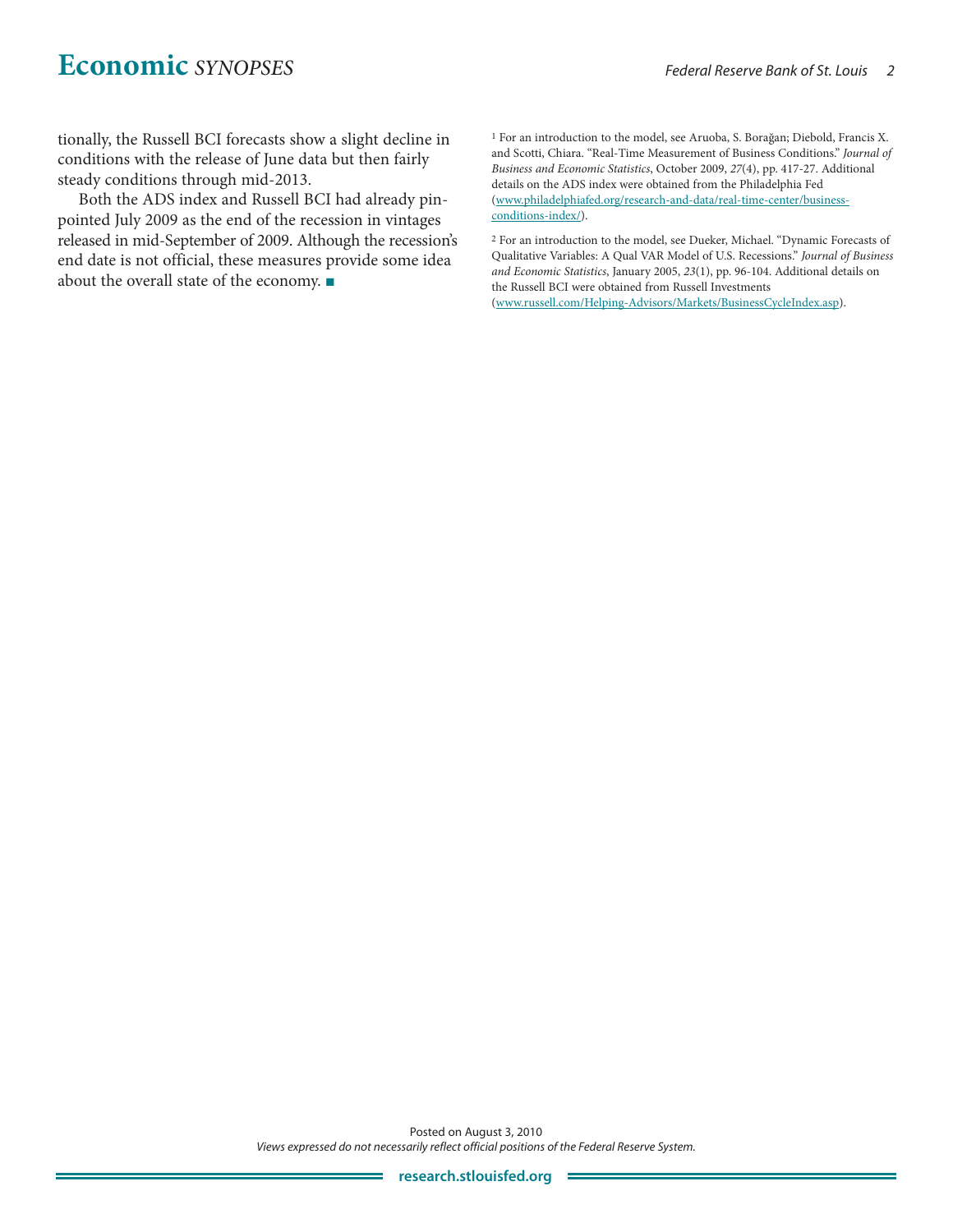tionally, the Russell BCI forecasts show a slight decline in conditions with the release of June data but then fairly steady conditions through mid-2013.

Both the ADS index and Russell BCI had already pinpointed July 2009 as the end of the recession in vintages released in mid-September of 2009. Although the recession's end date is not official, these measures provide some idea about the overall state of the economy. ■

[1] For an introduction to the model, see Aruoba, S. Borağan; Diebold, Francis X. and Scotti, Chiara. "Real-Time Measurement of Business Conditions." *Journal of Business and Economic Statistics*, October 2009, *27*(4), pp. 417-27. Additional details on the ADS index were obtained from the Philadelphia Fed (www.philadelphiafed.org/research-and-data/real-time-center/business-conditions-index/).

[2] For an introduction to the model, see Dueker, Michael. "Dynamic Forecasts of Qualitative Variables: A Qual VAR Model of U.S. Recessions." *Journal of Business and Economic Statistics*, January 2005, *23*(1), pp. 96-104. Additional details on the Russell BCI were obtained from Russell Investments (www.russell.com/Helping-Advisors/Markets/BusinessCycleIndex.asp).

Posted on August 3, 2010

*Views expressed do not necessarily reflect official positions of the Federal Reserve System.*